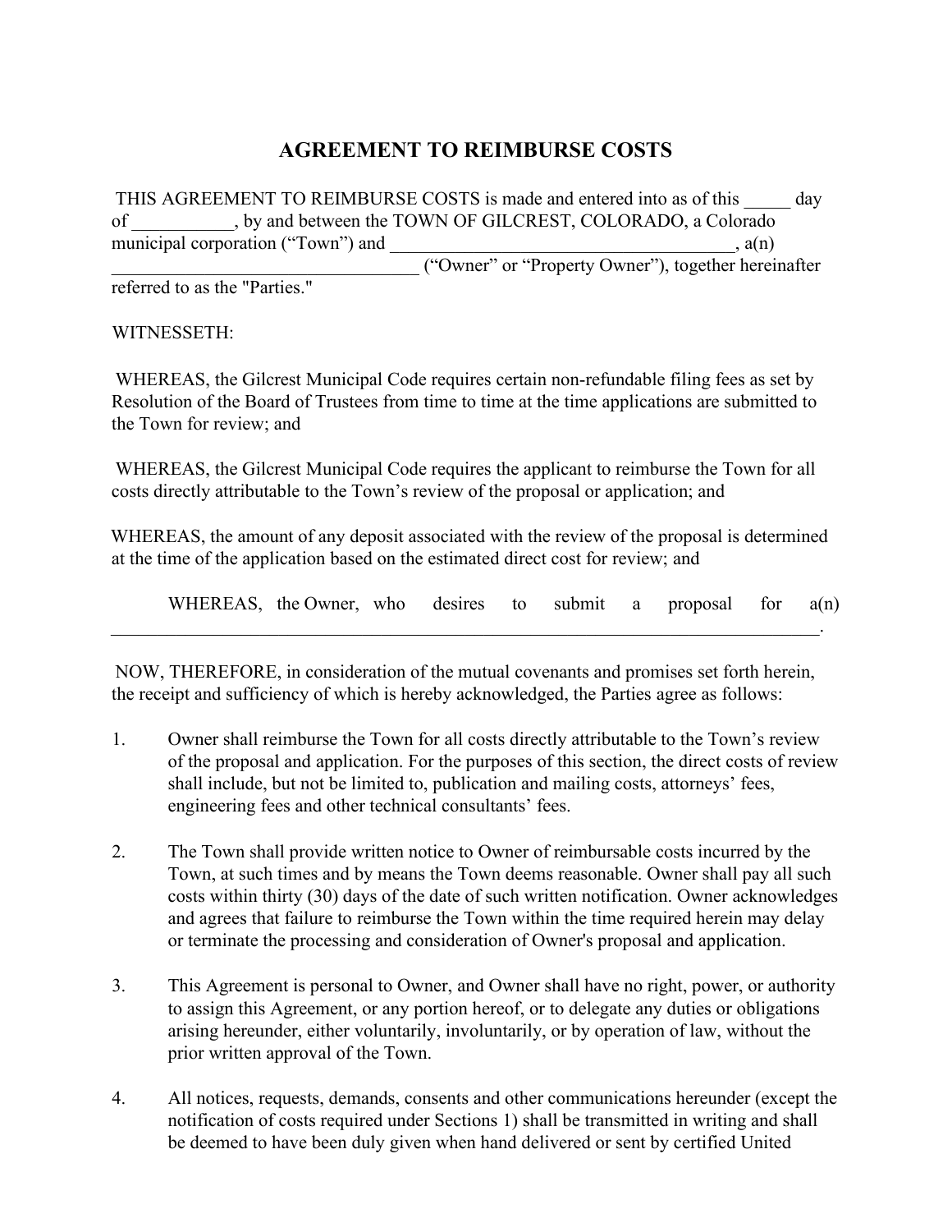# AGREEMENT TO REIMBURSE COSTS

THIS AGREEMENT TO REIMBURSE COSTS is made and entered into as of this _____ day of ___________, by and between the TOWN OF GILCREST, COLORADO, a Colorado municipal corporation ("Town") and ______________________________________, a(n) _________________________________ ("Owner" or "Property Owner"), together hereinafter referred to as the "Parties."

WITNESSETH:

WHEREAS, the Gilcrest Municipal Code requires certain non-refundable filing fees as set by Resolution of the Board of Trustees from time to time at the time applications are submitted to the Town for review; and

WHEREAS, the Gilcrest Municipal Code requires the applicant to reimburse the Town for all costs directly attributable to the Town's review of the proposal or application; and

WHEREAS, the amount of any deposit associated with the review of the proposal is determined at the time of the application based on the estimated direct cost for review; and

WHEREAS, the Owner, who desires to submit a proposal for a(n) ________________________________________________________________________________.

NOW, THEREFORE, in consideration of the mutual covenants and promises set forth herein, the receipt and sufficiency of which is hereby acknowledged, the Parties agree as follows:

1. Owner shall reimburse the Town for all costs directly attributable to the Town's review of the proposal and application. For the purposes of this section, the direct costs of review shall include, but not be limited to, publication and mailing costs, attorneys' fees, engineering fees and other technical consultants' fees.

2. The Town shall provide written notice to Owner of reimbursable costs incurred by the Town, at such times and by means the Town deems reasonable. Owner shall pay all such costs within thirty (30) days of the date of such written notification. Owner acknowledges and agrees that failure to reimburse the Town within the time required herein may delay or terminate the processing and consideration of Owner's proposal and application.

3. This Agreement is personal to Owner, and Owner shall have no right, power, or authority to assign this Agreement, or any portion hereof, or to delegate any duties or obligations arising hereunder, either voluntarily, involuntarily, or by operation of law, without the prior written approval of the Town.

4. All notices, requests, demands, consents and other communications hereunder (except the notification of costs required under Sections 1) shall be transmitted in writing and shall be deemed to have been duly given when hand delivered or sent by certified United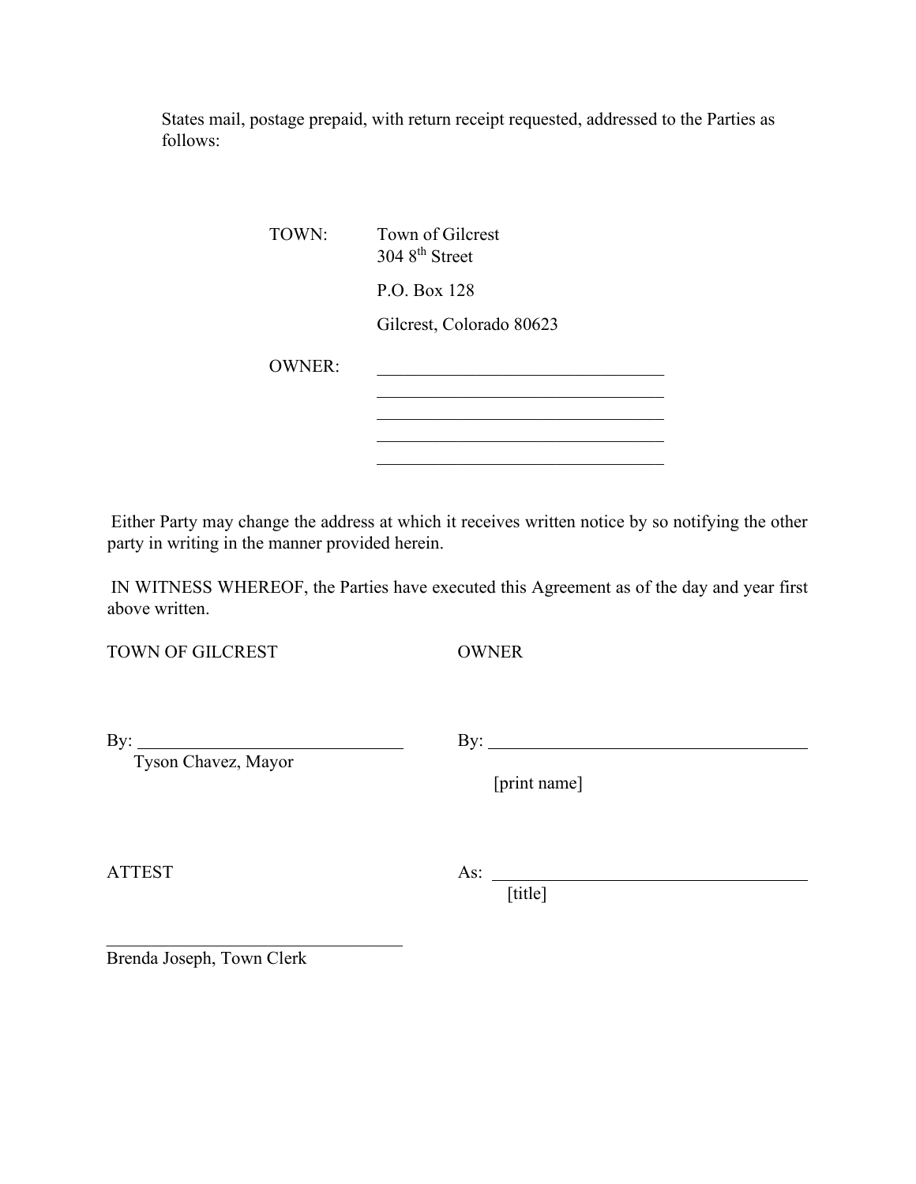States mail, postage prepaid, with return receipt requested, addressed to the Parties as follows:

TOWN: Town of Gilcrest
304 8th Street

P.O. Box 128

Gilcrest, Colorado 80623

OWNER: ________________________________
________________________________
________________________________
________________________________
________________________________

Either Party may change the address at which it receives written notice by so notifying the other party in writing in the manner provided herein.

IN WITNESS WHEREOF, the Parties have executed this Agreement as of the day and year first above written.

TOWN OF GILCREST

By: ____________________________
Tyson Chavez, Mayor

ATTEST

____________________________
Brenda Joseph, Town Clerk

OWNER

By: ____________________________
[print name]

As: ____________________________
[title]